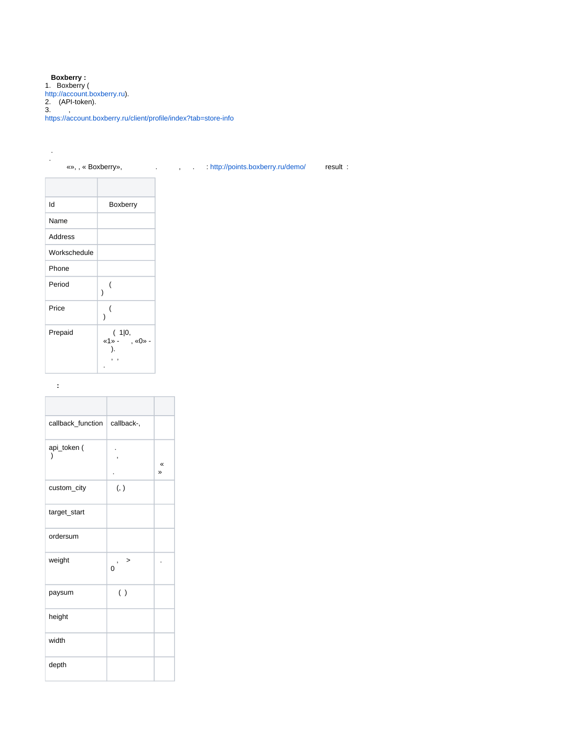**Boxberry :**

1. Boxberry (
http://account.boxberry.ru).
2. (API-token).
3. ,
https://account.boxberry.ru/client/profile/index?tab=store-info

.
.
«», , « Boxberry», . , . : http://points.boxberry.ru/demo/ result :

| | |
|---|---|
| Id | Boxberry |
| Name | |
| Address | |
| Workschedule | |
| Phone | |
| Period | ( ) |
| Price | ( ) |
| Prepaid | ( 1\|0, «1» - , «0» - ). , , . |

**:**

| | | |
|---|---|---|
| callback_function | callback-, | |
| api_token ( ) | . , . | « » |
| custom_city | (, ) | |
| target_start | | |
| ordersum | | |
| weight | , > 0 | . |
| paysum | ( ) | |
| height | | |
| width | | |
| depth | | |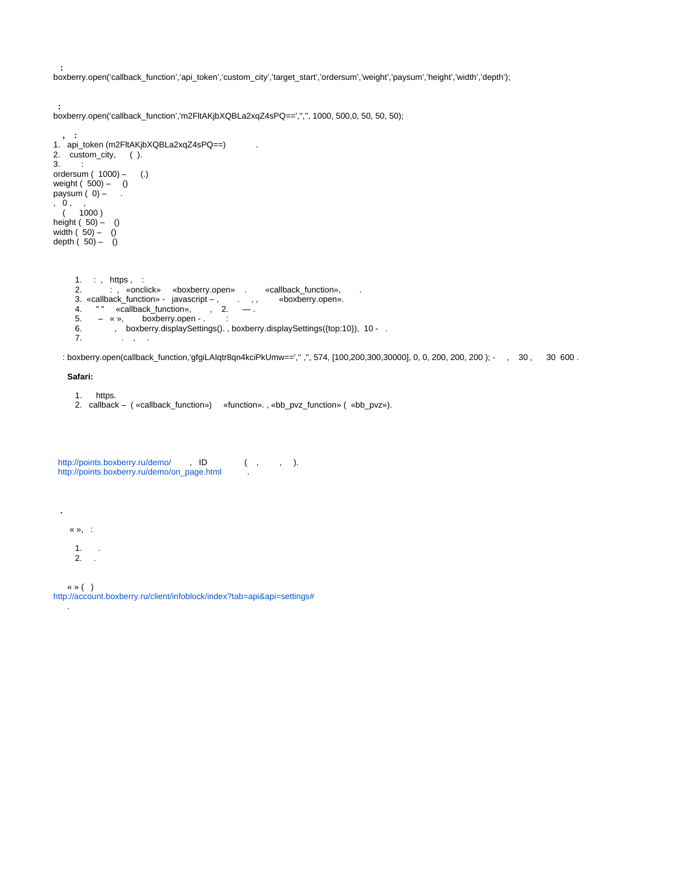**:**
boxberry.open('callback_function','api_token','custom_city','target_start','ordersum','weight','paysum','height','width','depth');

**:**
boxberry.open('callback_function','m2FltAKjbXQBLa2xqZ4sPQ==','','', 1000, 500,0, 50, 50, 50);

**, :**

1. api_token (m2FltAKjbXQBLa2xqZ4sPQ==) .
2. custom_city, ( ).
3. :

ordersum ( 1000) – (.)
weight ( 500) – ()
paysum ( 0) – .
, 0 , ,
( 1000 )
height ( 50) – ()
width ( 50) – ()
depth ( 50) – ()

1. : , https , :
2. : , «onclick» «boxberry.open» . «callback_function», .
3. «callback_function» - javascript – , . , , «boxberry.open».
4. " " «callback_function», , 2. — .
5. – « », boxberry.open - . :
6. , boxberry.displaySettings(). , boxberry.displaySettings({top:10}), 10 - .
7. . , .

: boxberry.open(callback_function,'gfgiLAIqtr8qn4kciPkUmw==','' ,'', 574, [100,200,300,30000], 0, 0, 200, 200, 200 ); - , 30 , 30 600 .

**Safari:**

1. https.
2. callback – ( «callback_function») «function». , «bb_pvz_function» ( «bb_pvz»).

http://points.boxberry.ru/demo/ , ID ( , , ).
http://points.boxberry.ru/demo/on_page.html .

**.**

« », :

1. .
2. .

« » ( )
http://account.boxberry.ru/client/infoblock/index?tab=api&api=settings#
.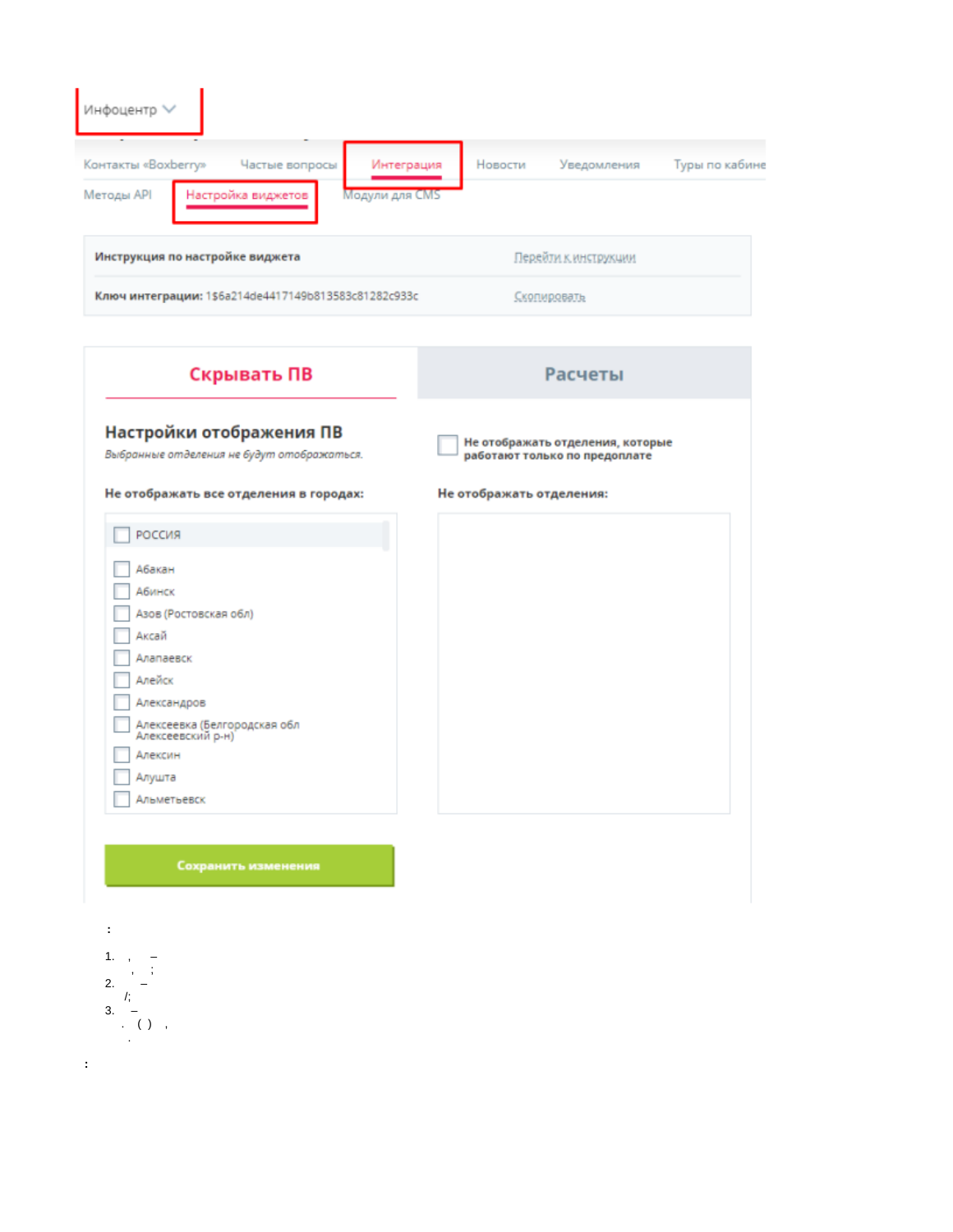Инфоцентр

Контакты «Boxberry» | Частые вопросы | Интеграция | Новости | Уведомления | Туры по кабине

Методы API | Настройка виджетов | Модули для CMS

**Инструкция по настройке виджета** — Перейти к инструкции

**Ключ интеграции:** 1$6a214de4417149b813583c81282c933c — Скопировать

**Скрывать ПВ** | **Расчеты**

**Настройки отображения ПВ**

*Выбранные отделения не будут отображаться.*

**Не отображать все отделения в городах:**

- РОССИЯ
- Абакан
- Абинск
- Азов (Ростовская обл)
- Аксай
- Алапаевск
- Алейск
- Александров
- Алексеевка (Белгородская обл Алексеевский р-н)
- Алексин
- Алушта
- Альметьевск

Не отображать отделения, которые работают только по предоплате

**Не отображать отделения:**

Сохранить изменения

:

1. , –
   , ;
2. –
   /;
3. –
   . ( ) ,
   .

: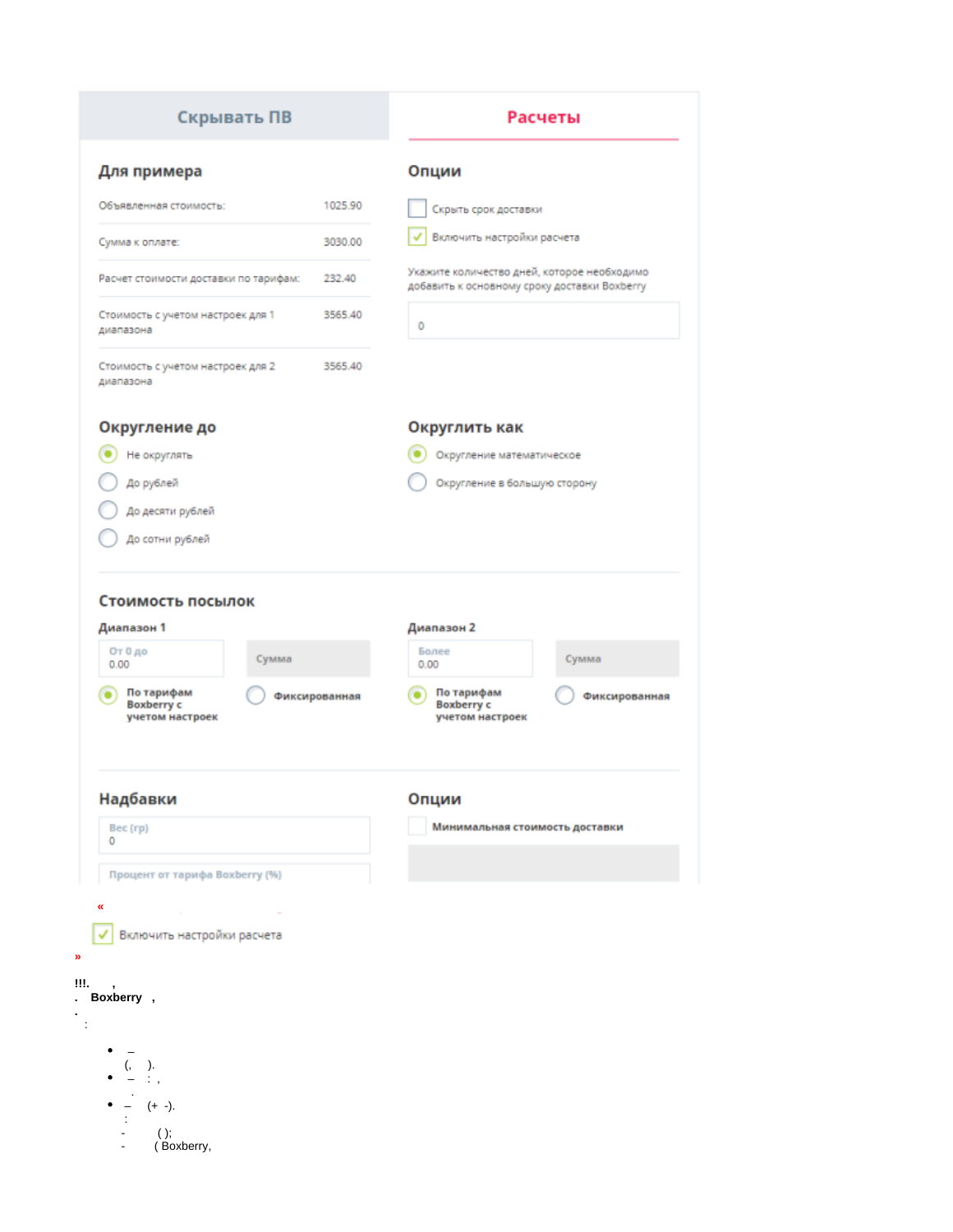Скрывать ПВ | Расчеты

## Для примера

| | |
|---|---|
| Объявленная стоимость: | 1025.90 |
| Сумма к оплате: | 3030.00 |
| Расчет стоимости доставки по тарифам: | 232.40 |
| Стоимость с учетом настроек для 1 диапазона | 3565.40 |
| Стоимость с учетом настроек для 2 диапазона | 3565.40 |

## Опции

- [ ] Скрыть срок доставки
- [x] Включить настройки расчета

Укажите количество дней, которое необходимо добавить к основному сроку доставки Boxberry

0

## Округление до

- (•) Не округлять
- ( ) До рублей
- ( ) До десяти рублей
- ( ) До сотни рублей

## Округлить как

- (•) Округление математическое
- ( ) Округление в большую сторону

## Стоимость посылок

**Диапазон 1**

От 0 до 0.00 | Сумма

- (•) По тарифам Boxberry с учетом настроек
- ( ) Фиксированная

**Диапазон 2**

Более 0.00 | Сумма

- (•) По тарифам Boxberry с учетом настроек
- ( ) Фиксированная

## Надбавки

Вес (гр) 0

Процент от тарифа Boxberry (%)

## Опции

- [ ] Минимальная стоимость доставки

«

- [x] Включить настройки расчета

»

!!!. ,
. **Boxberry** ,
.
:

- –
  (, ).
- – : ,
  .
- – (+ -).
  :
  - ( );
  - ( Boxberry,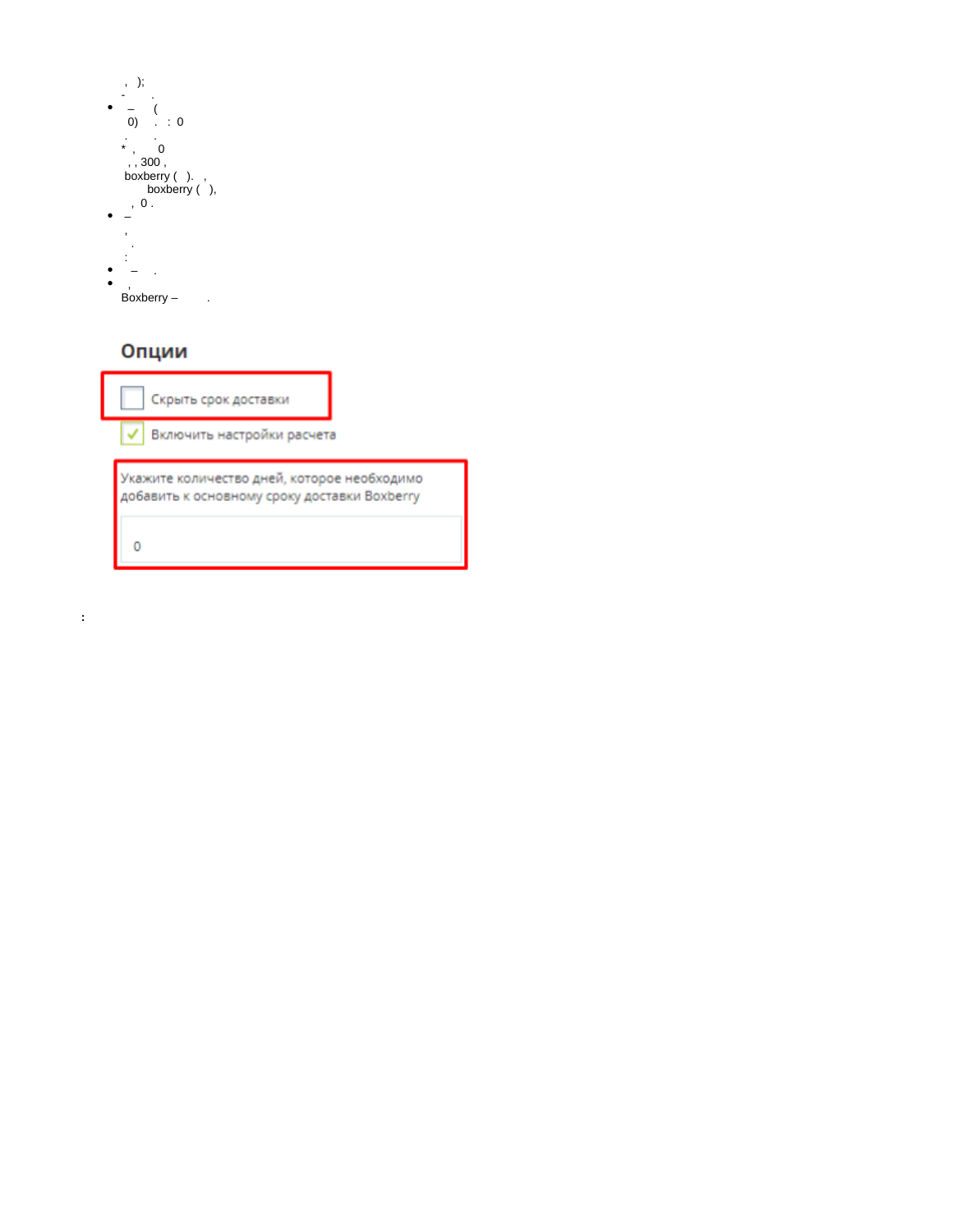, );
- .

- – (
  0) . : 0
  . .
  * , 0
  , , 300 ,
  boxberry ( ). ,
  boxberry ( ),
  , 0 .
- –
  ,
  .
  :
- – .
- ,
  Boxberry – .

## Опции

Скрыть срок доставки

Включить настройки расчета

Укажите количество дней, которое необходимо добавить к основному сроку доставки Boxberry

0

: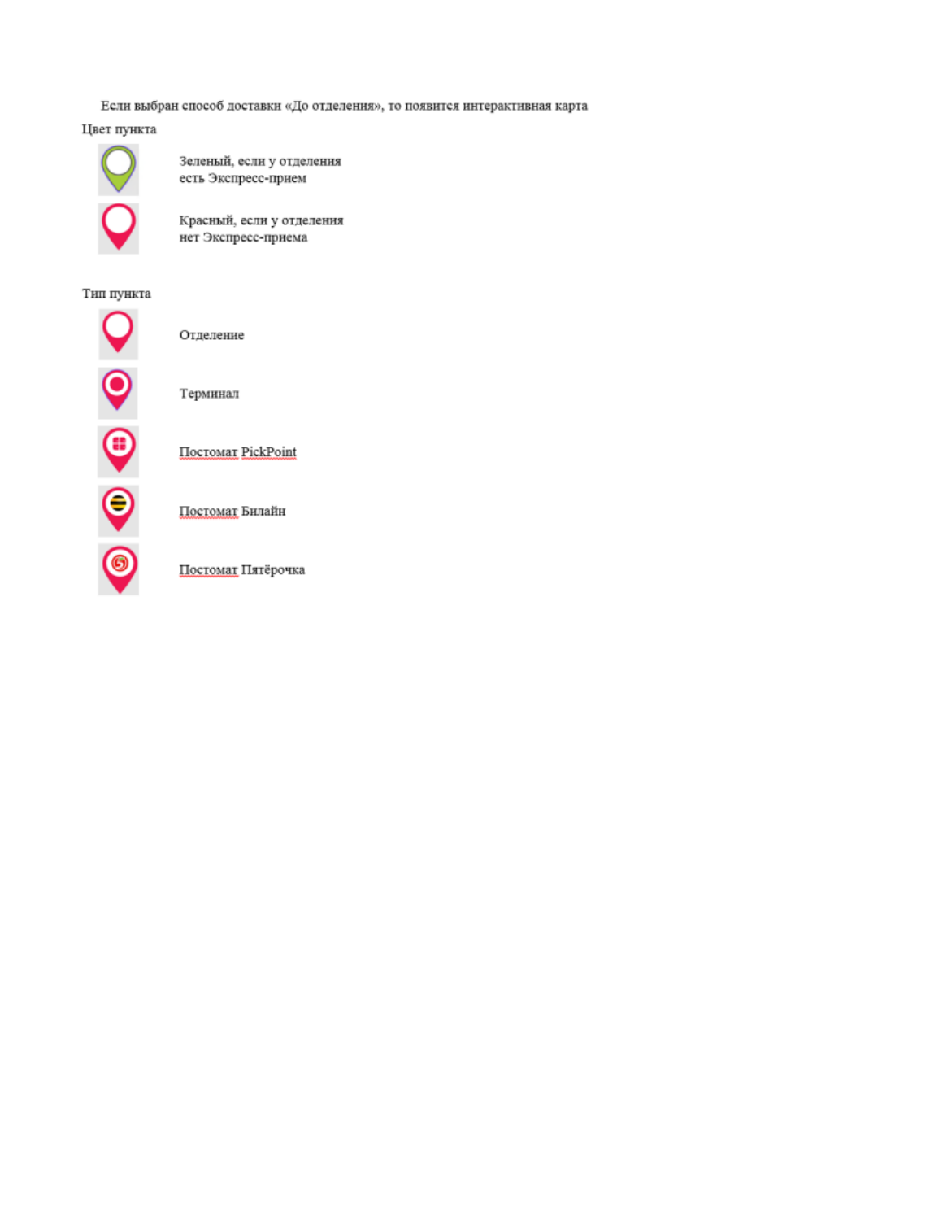Если выбран способ доставки «До отделения», то появится интерактивная карта

Цвет пункта

Зеленый, если у отделения есть Экспресс-прием

Красный, если у отделения нет Экспресс-приема

Тип пункта

Отделение

Терминал

Постомат PickPoint

Постомат Билайн

Постомат Пятёрочка